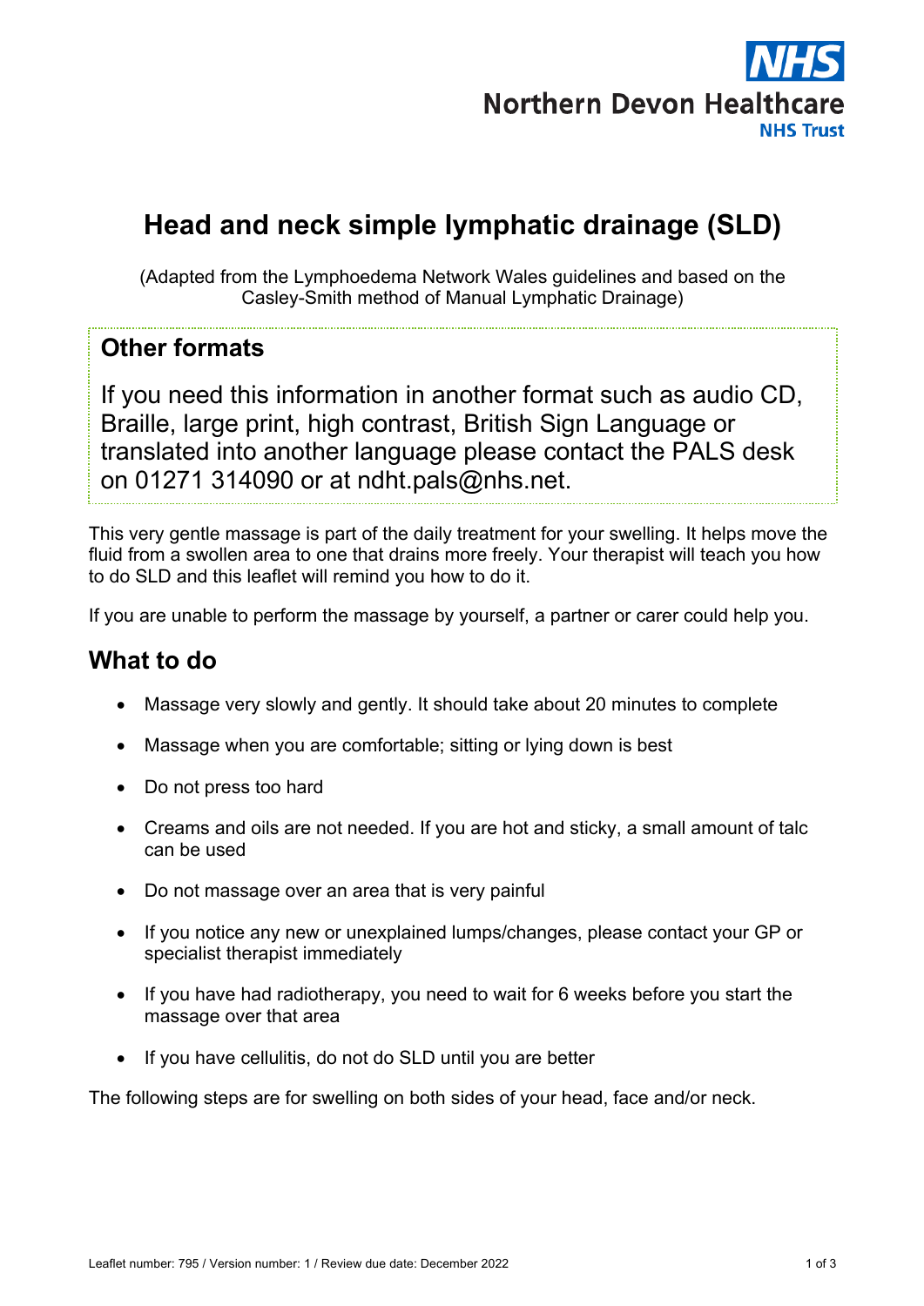Northern Devon Healthcare NHS Trust

# Head and neck simple lymphatic drainage (SLD)

(Adapted from the Lymphoedema Network Wales guidelines and based on the Casley-Smith method of Manual Lymphatic Drainage)

## Other formats

If you need this information in another format such as audio CD, Braille, large print, high contrast, British Sign Language or translated into another language please contact the PALS desk on 01271 314090 or at ndht.pals@nhs.net.

This very gentle massage is part of the daily treatment for your swelling. It helps move the fluid from a swollen area to one that drains more freely. Your therapist will teach you how to do SLD and this leaflet will remind you how to do it.

If you are unable to perform the massage by yourself, a partner or carer could help you.

## What to do

- Massage very slowly and gently. It should take about 20 minutes to complete
- Massage when you are comfortable; sitting or lying down is best
- Do not press too hard
- Creams and oils are not needed. If you are hot and sticky, a small amount of talc can be used
- Do not massage over an area that is very painful
- If you notice any new or unexplained lumps/changes, please contact your GP or specialist therapist immediately
- If you have had radiotherapy, you need to wait for 6 weeks before you start the massage over that area
- If you have cellulitis, do not do SLD until you are better

The following steps are for swelling on both sides of your head, face and/or neck.

Leaflet number: 795 / Version number: 1 / Review due date: December 2022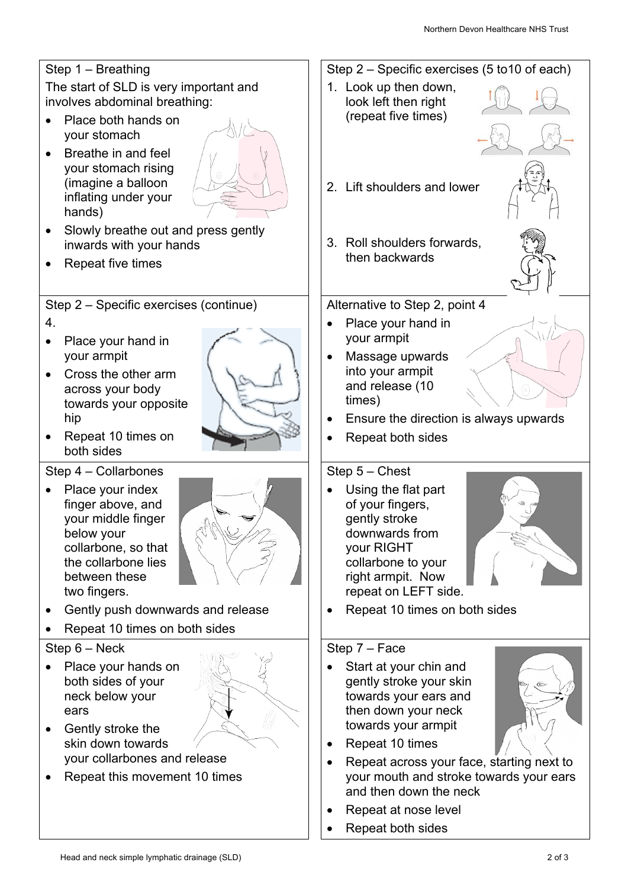## Step 1 – Breathing

The start of SLD is very important and involves abdominal breathing:

- Place both hands on your stomach
- Breathe in and feel your stomach rising (imagine a balloon inflating under your hands)
- Slowly breathe out and press gently inwards with your hands
- Repeat five times

## Step 2 – Specific exercises (5 to10 of each)

1. Look up then down, look left then right (repeat five times)
2. Lift shoulders and lower
3. Roll shoulders forwards, then backwards

## Step 2 – Specific exercises (continue)

4.

- Place your hand in your armpit
- Cross the other arm across your body towards your opposite hip
- Repeat 10 times on both sides

## Alternative to Step 2, point 4

- Place your hand in your armpit
- Massage upwards into your armpit and release (10 times)
- Ensure the direction is always upwards
- Repeat both sides

## Step 4 – Collarbones

- Place your index finger above, and your middle finger below your collarbone, so that the collarbone lies between these two fingers.
- Gently push downwards and release
- Repeat 10 times on both sides

## Step 5 – Chest

- Using the flat part of your fingers, gently stroke downwards from your RIGHT collarbone to your right armpit. Now repeat on LEFT side.
- Repeat 10 times on both sides

## Step 6 – Neck

- Place your hands on both sides of your neck below your ears
- Gently stroke the skin down towards your collarbones and release
- Repeat this movement 10 times

## Step 7 – Face

- Start at your chin and gently stroke your skin towards your ears and then down your neck towards your armpit
- Repeat 10 times
- Repeat across your face, starting next to your mouth and stroke towards your ears and then down the neck
- Repeat at nose level
- Repeat both sides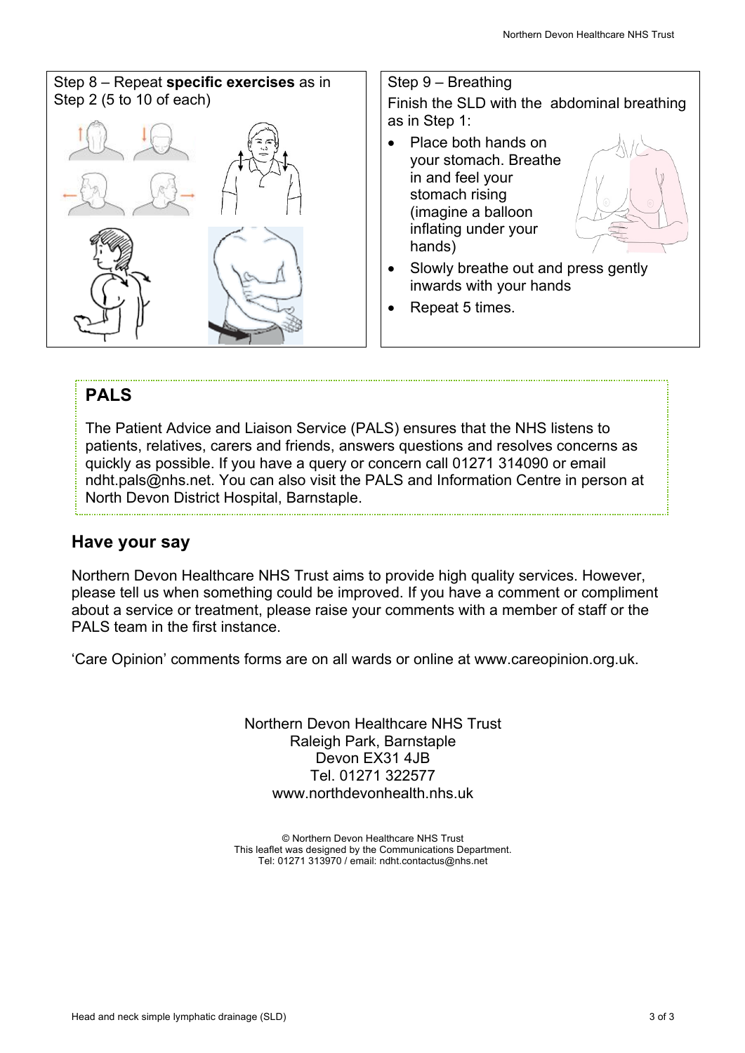Step 8 – Repeat **specific exercises** as in Step 2 (5 to 10 of each)

Step 9 – Breathing

Finish the SLD with the abdominal breathing as in Step 1:

- Place both hands on your stomach. Breathe in and feel your stomach rising (imagine a balloon inflating under your hands)
- Slowly breathe out and press gently inwards with your hands
- Repeat 5 times.

## PALS

The Patient Advice and Liaison Service (PALS) ensures that the NHS listens to patients, relatives, carers and friends, answers questions and resolves concerns as quickly as possible. If you have a query or concern call 01271 314090 or email ndht.pals@nhs.net. You can also visit the PALS and Information Centre in person at North Devon District Hospital, Barnstaple.

## Have your say

Northern Devon Healthcare NHS Trust aims to provide high quality services. However, please tell us when something could be improved. If you have a comment or compliment about a service or treatment, please raise your comments with a member of staff or the PALS team in the first instance.

'Care Opinion' comments forms are on all wards or online at www.careopinion.org.uk.

Northern Devon Healthcare NHS Trust
Raleigh Park, Barnstaple
Devon EX31 4JB
Tel. 01271 322577
www.northdevonhealth.nhs.uk

© Northern Devon Healthcare NHS Trust
This leaflet was designed by the Communications Department.
Tel: 01271 313970 / email: ndht.contactus@nhs.net